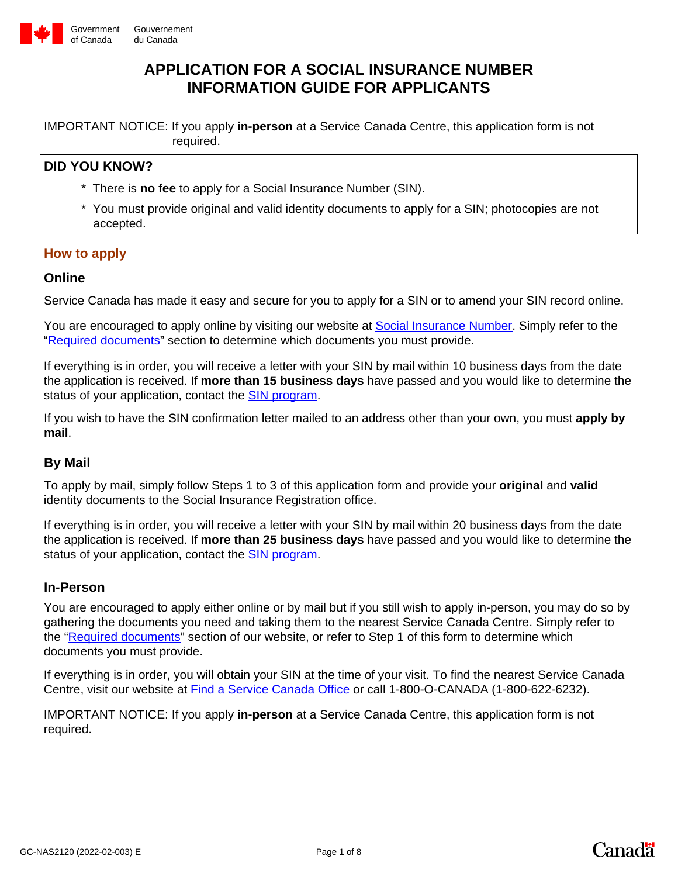Government of Canada Gouvernement du Canada

# APPLICATION FOR A SOCIAL INSURANCE NUMBER INFORMATION GUIDE FOR APPLICANTS

IMPORTANT NOTICE: If you apply **in-person** at a Service Canada Centre, this application form is not required.

**DID YOU KNOW?**

* There is **no fee** to apply for a Social Insurance Number (SIN).
* You must provide original and valid identity documents to apply for a SIN; photocopies are not accepted.

## How to apply

### Online

Service Canada has made it easy and secure for you to apply for a SIN or to amend your SIN record online.

You are encouraged to apply online by visiting our website at Social Insurance Number. Simply refer to the "Required documents" section to determine which documents you must provide.

If everything is in order, you will receive a letter with your SIN by mail within 10 business days from the date the application is received. If **more than 15 business days** have passed and you would like to determine the status of your application, contact the SIN program.

If you wish to have the SIN confirmation letter mailed to an address other than your own, you must **apply by mail**.

### By Mail

To apply by mail, simply follow Steps 1 to 3 of this application form and provide your **original** and **valid** identity documents to the Social Insurance Registration office.

If everything is in order, you will receive a letter with your SIN by mail within 20 business days from the date the application is received. If **more than 25 business days** have passed and you would like to determine the status of your application, contact the SIN program.

### In-Person

You are encouraged to apply either online or by mail but if you still wish to apply in-person, you may do so by gathering the documents you need and taking them to the nearest Service Canada Centre. Simply refer to the "Required documents" section of our website, or refer to Step 1 of this form to determine which documents you must provide.

If everything is in order, you will obtain your SIN at the time of your visit. To find the nearest Service Canada Centre, visit our website at Find a Service Canada Office or call 1-800-O-CANADA (1-800-622-6232).

IMPORTANT NOTICE: If you apply **in-person** at a Service Canada Centre, this application form is not required.

GC-NAS2120 (2022-02-003) E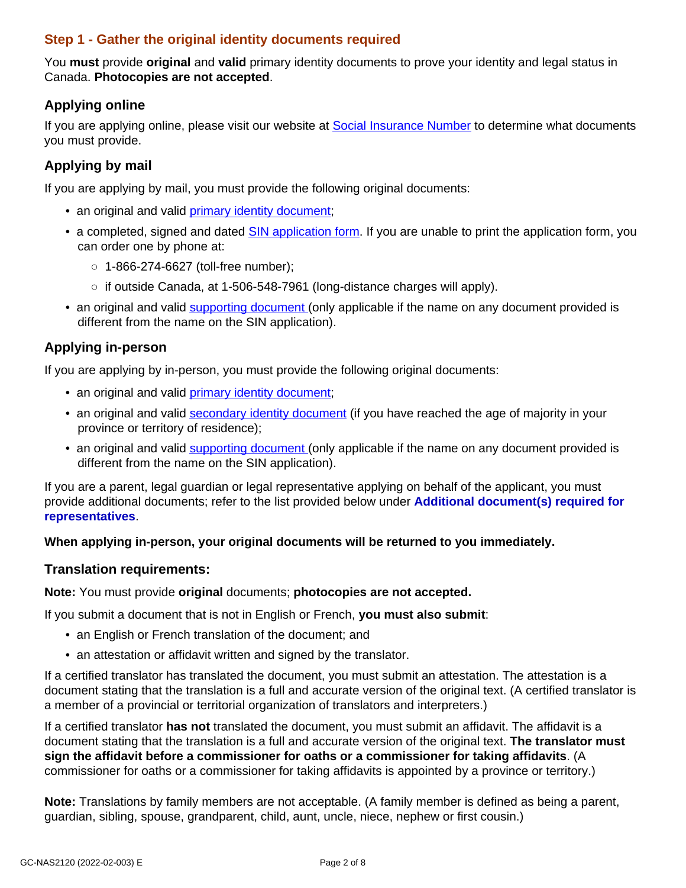## Step 1 - Gather the original identity documents required

You **must** provide **original** and **valid** primary identity documents to prove your identity and legal status in Canada. **Photocopies are not accepted**.

### Applying online

If you are applying online, please visit our website at Social Insurance Number to determine what documents you must provide.

### Applying by mail

If you are applying by mail, you must provide the following original documents:

- an original and valid primary identity document;
- a completed, signed and dated SIN application form. If you are unable to print the application form, you can order one by phone at:
  - 1-866-274-6627 (toll-free number);
  - if outside Canada, at 1-506-548-7961 (long-distance charges will apply).
- an original and valid supporting document (only applicable if the name on any document provided is different from the name on the SIN application).

### Applying in-person

If you are applying by in-person, you must provide the following original documents:

- an original and valid primary identity document;
- an original and valid secondary identity document (if you have reached the age of majority in your province or territory of residence);
- an original and valid supporting document (only applicable if the name on any document provided is different from the name on the SIN application).

If you are a parent, legal guardian or legal representative applying on behalf of the applicant, you must provide additional documents; refer to the list provided below under **Additional document(s) required for representatives**.

**When applying in-person, your original documents will be returned to you immediately.**

### Translation requirements:

**Note:** You must provide **original** documents; **photocopies are not accepted.**

If you submit a document that is not in English or French, **you must also submit**:

- an English or French translation of the document; and
- an attestation or affidavit written and signed by the translator.

If a certified translator has translated the document, you must submit an attestation. The attestation is a document stating that the translation is a full and accurate version of the original text. (A certified translator is a member of a provincial or territorial organization of translators and interpreters.)

If a certified translator **has not** translated the document, you must submit an affidavit. The affidavit is a document stating that the translation is a full and accurate version of the original text. **The translator must sign the affidavit before a commissioner for oaths or a commissioner for taking affidavits**. (A commissioner for oaths or a commissioner for taking affidavits is appointed by a province or territory.)

**Note:** Translations by family members are not acceptable. (A family member is defined as being a parent, guardian, sibling, spouse, grandparent, child, aunt, uncle, niece, nephew or first cousin.)

GC-NAS2120 (2022-02-003) E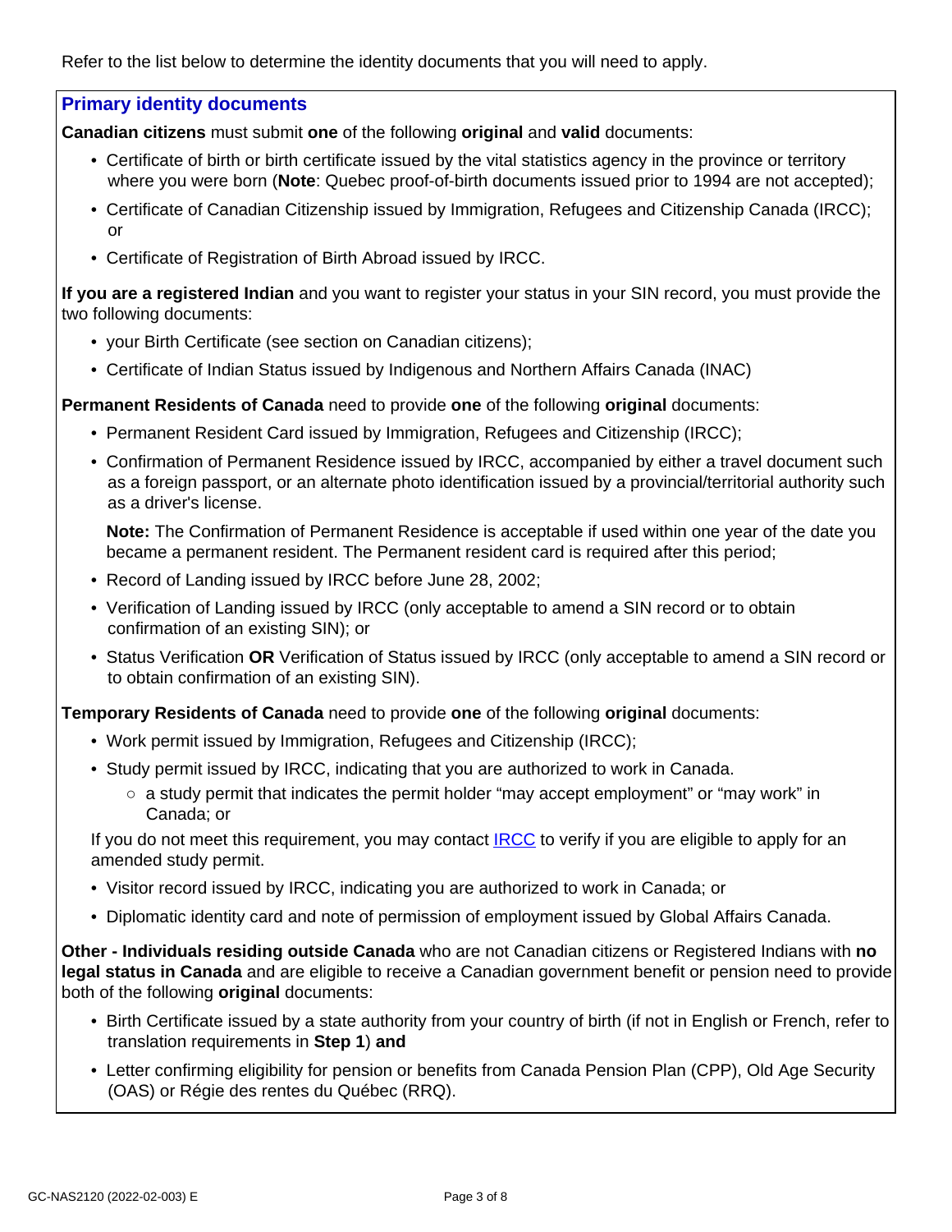Refer to the list below to determine the identity documents that you will need to apply.

## Primary identity documents

**Canadian citizens** must submit **one** of the following **original** and **valid** documents:

- Certificate of birth or birth certificate issued by the vital statistics agency in the province or territory where you were born (**Note**: Quebec proof-of-birth documents issued prior to 1994 are not accepted);
- Certificate of Canadian Citizenship issued by Immigration, Refugees and Citizenship Canada (IRCC); or
- Certificate of Registration of Birth Abroad issued by IRCC.

**If you are a registered Indian** and you want to register your status in your SIN record, you must provide the two following documents:

- your Birth Certificate (see section on Canadian citizens);
- Certificate of Indian Status issued by Indigenous and Northern Affairs Canada (INAC)

**Permanent Residents of Canada** need to provide **one** of the following **original** documents:

- Permanent Resident Card issued by Immigration, Refugees and Citizenship (IRCC);
- Confirmation of Permanent Residence issued by IRCC, accompanied by either a travel document such as a foreign passport, or an alternate photo identification issued by a provincial/territorial authority such as a driver's license.

  **Note:** The Confirmation of Permanent Residence is acceptable if used within one year of the date you became a permanent resident. The Permanent resident card is required after this period;
- Record of Landing issued by IRCC before June 28, 2002;
- Verification of Landing issued by IRCC (only acceptable to amend a SIN record or to obtain confirmation of an existing SIN); or
- Status Verification **OR** Verification of Status issued by IRCC (only acceptable to amend a SIN record or to obtain confirmation of an existing SIN).

**Temporary Residents of Canada** need to provide **one** of the following **original** documents:

- Work permit issued by Immigration, Refugees and Citizenship (IRCC);
- Study permit issued by IRCC, indicating that you are authorized to work in Canada.
  - a study permit that indicates the permit holder “may accept employment” or “may work” in Canada; or

  If you do not meet this requirement, you may contact IRCC to verify if you are eligible to apply for an amended study permit.
- Visitor record issued by IRCC, indicating you are authorized to work in Canada; or
- Diplomatic identity card and note of permission of employment issued by Global Affairs Canada.

**Other - Individuals residing outside Canada** who are not Canadian citizens or Registered Indians with **no legal status in Canada** and are eligible to receive a Canadian government benefit or pension need to provide both of the following **original** documents:

- Birth Certificate issued by a state authority from your country of birth (if not in English or French, refer to translation requirements in **Step 1**) **and**
- Letter confirming eligibility for pension or benefits from Canada Pension Plan (CPP), Old Age Security (OAS) or Régie des rentes du Québec (RRQ).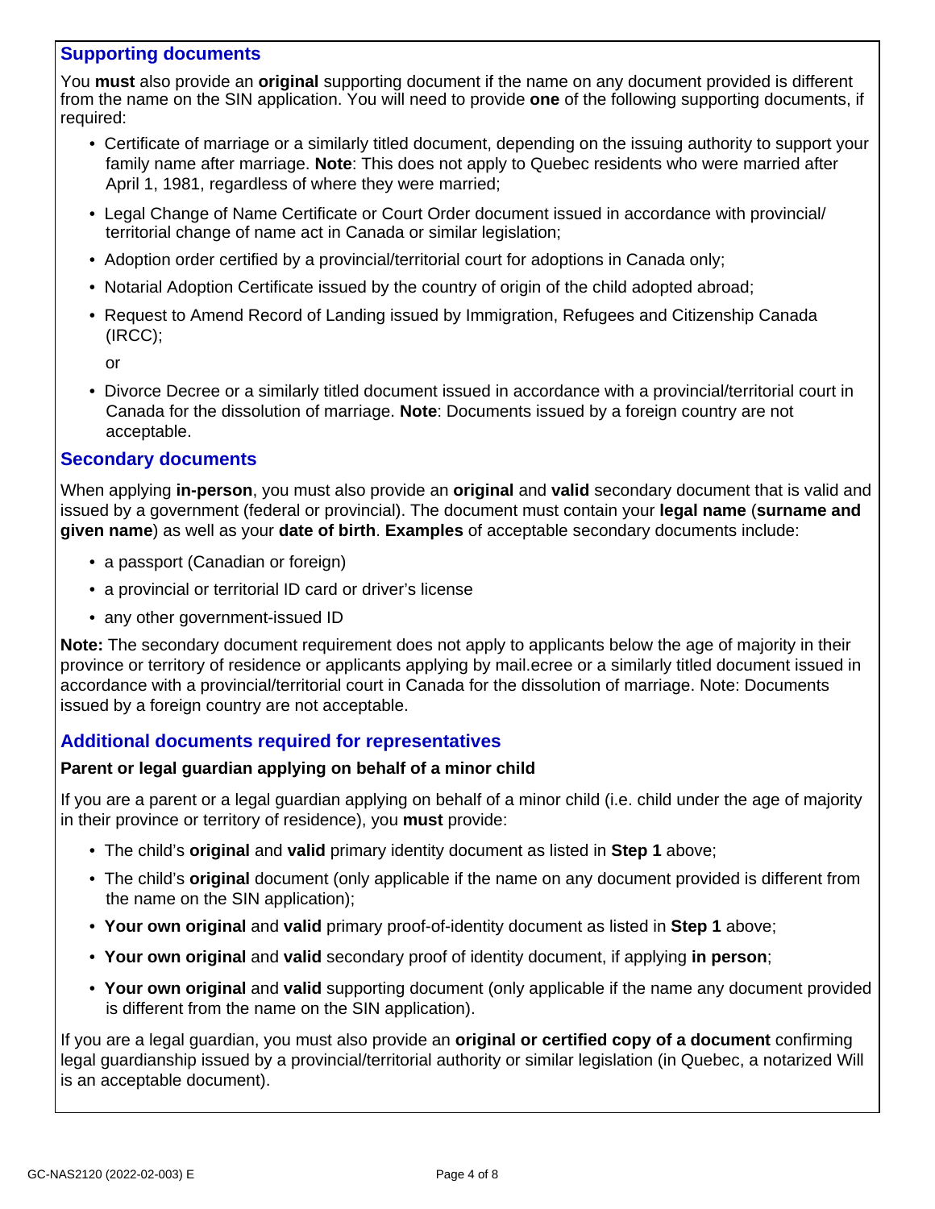## Supporting documents

You **must** also provide an **original** supporting document if the name on any document provided is different from the name on the SIN application. You will need to provide **one** of the following supporting documents, if required:

- Certificate of marriage or a similarly titled document, depending on the issuing authority to support your family name after marriage. **Note**: This does not apply to Quebec residents who were married after April 1, 1981, regardless of where they were married;
- Legal Change of Name Certificate or Court Order document issued in accordance with provincial/ territorial change of name act in Canada or similar legislation;
- Adoption order certified by a provincial/territorial court for adoptions in Canada only;
- Notarial Adoption Certificate issued by the country of origin of the child adopted abroad;
- Request to Amend Record of Landing issued by Immigration, Refugees and Citizenship Canada (IRCC);

  or

- Divorce Decree or a similarly titled document issued in accordance with a provincial/territorial court in Canada for the dissolution of marriage. **Note**: Documents issued by a foreign country are not acceptable.

## Secondary documents

When applying **in-person**, you must also provide an **original** and **valid** secondary document that is valid and issued by a government (federal or provincial). The document must contain your **legal name** (**surname and given name**) as well as your **date of birth**. **Examples** of acceptable secondary documents include:

- a passport (Canadian or foreign)
- a provincial or territorial ID card or driver's license
- any other government-issued ID

**Note:** The secondary document requirement does not apply to applicants below the age of majority in their province or territory of residence or applicants applying by mail.ecree or a similarly titled document issued in accordance with a provincial/territorial court in Canada for the dissolution of marriage. Note: Documents issued by a foreign country are not acceptable.

## Additional documents required for representatives

**Parent or legal guardian applying on behalf of a minor child**

If you are a parent or a legal guardian applying on behalf of a minor child (i.e. child under the age of majority in their province or territory of residence), you **must** provide:

- The child's **original** and **valid** primary identity document as listed in **Step 1** above;
- The child's **original** document (only applicable if the name on any document provided is different from the name on the SIN application);
- **Your own original** and **valid** primary proof-of-identity document as listed in **Step 1** above;
- **Your own original** and **valid** secondary proof of identity document, if applying **in person**;
- **Your own original** and **valid** supporting document (only applicable if the name any document provided is different from the name on the SIN application).

If you are a legal guardian, you must also provide an **original or certified copy of a document** confirming legal guardianship issued by a provincial/territorial authority or similar legislation (in Quebec, a notarized Will is an acceptable document).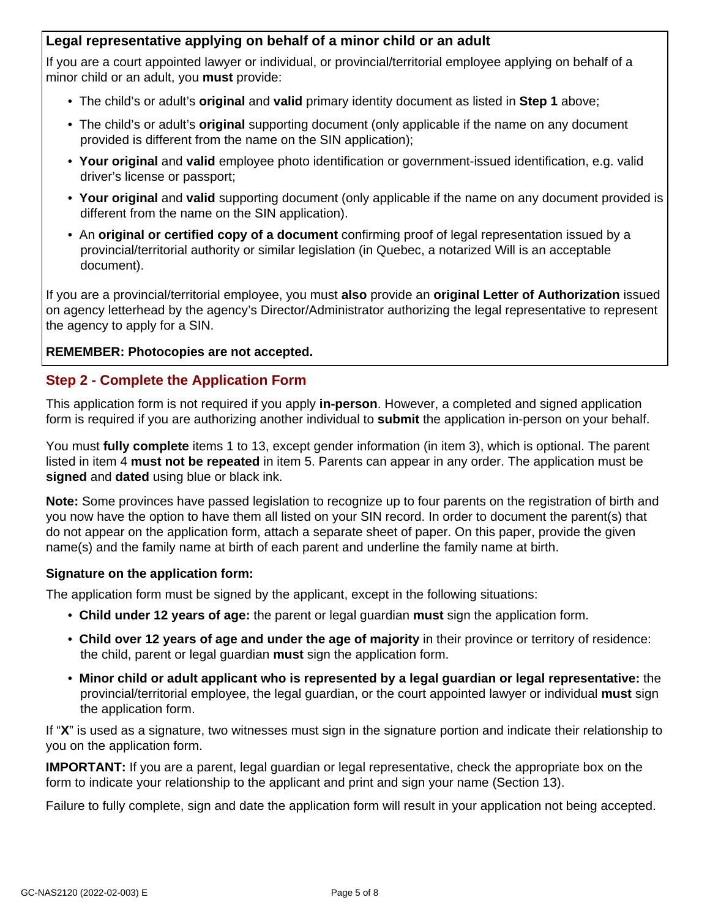**Legal representative applying on behalf of a minor child or an adult**

If you are a court appointed lawyer or individual, or provincial/territorial employee applying on behalf of a minor child or an adult, you **must** provide:

- The child's or adult's **original** and **valid** primary identity document as listed in **Step 1** above;
- The child's or adult's **original** supporting document (only applicable if the name on any document provided is different from the name on the SIN application);
- **Your original** and **valid** employee photo identification or government-issued identification, e.g. valid driver's license or passport;
- **Your original** and **valid** supporting document (only applicable if the name on any document provided is different from the name on the SIN application).
- An **original or certified copy of a document** confirming proof of legal representation issued by a provincial/territorial authority or similar legislation (in Quebec, a notarized Will is an acceptable document).

If you are a provincial/territorial employee, you must **also** provide an **original Letter of Authorization** issued on agency letterhead by the agency's Director/Administrator authorizing the legal representative to represent the agency to apply for a SIN.

**REMEMBER: Photocopies are not accepted.**

## Step 2 - Complete the Application Form

This application form is not required if you apply **in-person**. However, a completed and signed application form is required if you are authorizing another individual to **submit** the application in-person on your behalf.

You must **fully complete** items 1 to 13, except gender information (in item 3), which is optional. The parent listed in item 4 **must not be repeated** in item 5. Parents can appear in any order. The application must be **signed** and **dated** using blue or black ink.

**Note:** Some provinces have passed legislation to recognize up to four parents on the registration of birth and you now have the option to have them all listed on your SIN record. In order to document the parent(s) that do not appear on the application form, attach a separate sheet of paper. On this paper, provide the given name(s) and the family name at birth of each parent and underline the family name at birth.

### Signature on the application form:

The application form must be signed by the applicant, except in the following situations:

- **Child under 12 years of age:** the parent or legal guardian **must** sign the application form.
- **Child over 12 years of age and under the age of majority** in their province or territory of residence: the child, parent or legal guardian **must** sign the application form.
- **Minor child or adult applicant who is represented by a legal guardian or legal representative:** the provincial/territorial employee, the legal guardian, or the court appointed lawyer or individual **must** sign the application form.

If "**X**" is used as a signature, two witnesses must sign in the signature portion and indicate their relationship to you on the application form.

**IMPORTANT:** If you are a parent, legal guardian or legal representative, check the appropriate box on the form to indicate your relationship to the applicant and print and sign your name (Section 13).

Failure to fully complete, sign and date the application form will result in your application not being accepted.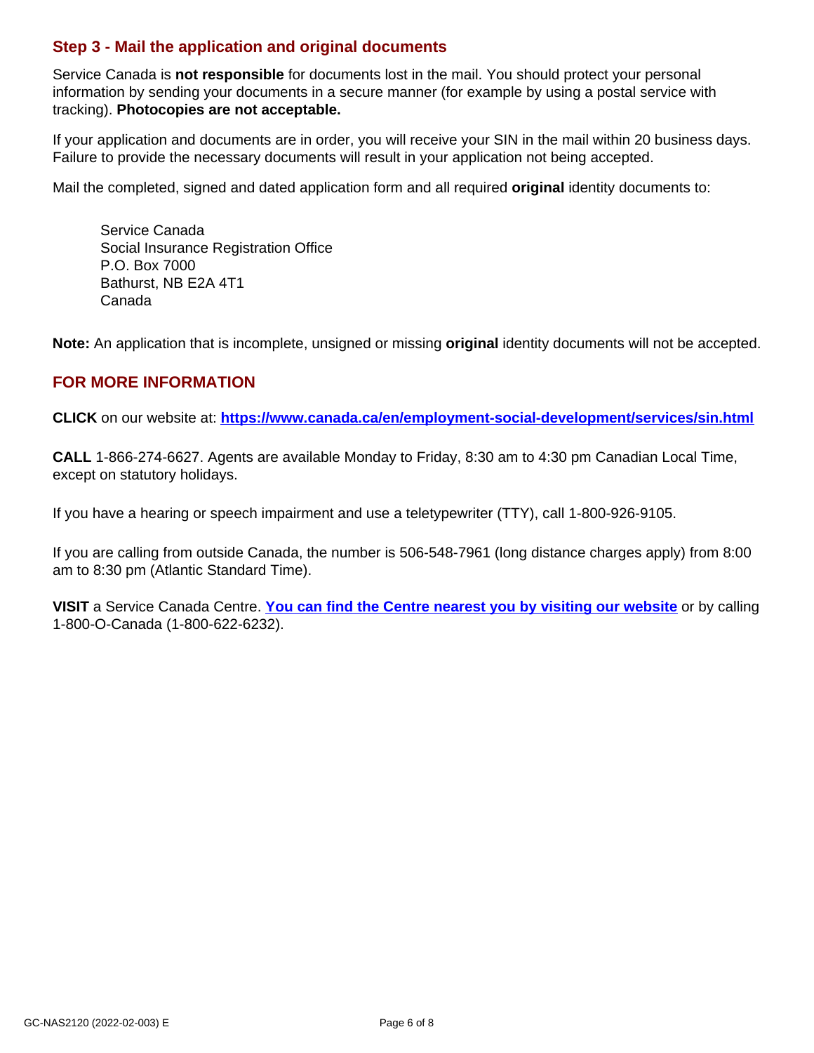## Step 3 - Mail the application and original documents

Service Canada is **not responsible** for documents lost in the mail. You should protect your personal information by sending your documents in a secure manner (for example by using a postal service with tracking). **Photocopies are not acceptable.**

If your application and documents are in order, you will receive your SIN in the mail within 20 business days. Failure to provide the necessary documents will result in your application not being accepted.

Mail the completed, signed and dated application form and all required **original** identity documents to:

Service Canada
Social Insurance Registration Office
P.O. Box 7000
Bathurst, NB E2A 4T1
Canada

**Note:** An application that is incomplete, unsigned or missing **original** identity documents will not be accepted.

## FOR MORE INFORMATION

**CLICK** on our website at: **https://www.canada.ca/en/employment-social-development/services/sin.html**

**CALL** 1-866-274-6627. Agents are available Monday to Friday, 8:30 am to 4:30 pm Canadian Local Time, except on statutory holidays.

If you have a hearing or speech impairment and use a teletypewriter (TTY), call 1-800-926-9105.

If you are calling from outside Canada, the number is 506-548-7961 (long distance charges apply) from 8:00 am to 8:30 pm (Atlantic Standard Time).

**VISIT** a Service Canada Centre. **You can find the Centre nearest you by visiting our website** or by calling 1-800-O-Canada (1-800-622-6232).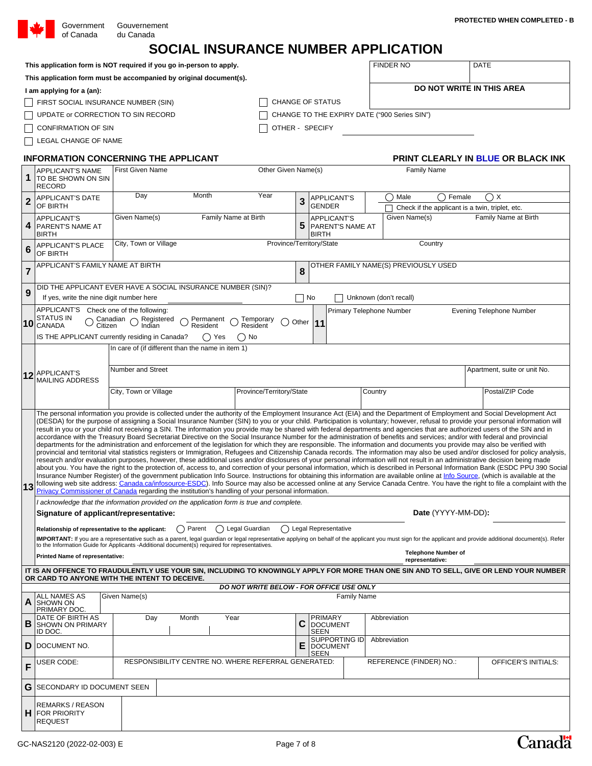Government of Canada / Gouvernement du Canada

PROTECTED WHEN COMPLETED - B

# SOCIAL INSURANCE NUMBER APPLICATION

**This application form is NOT required if you go in-person to apply.**

**This application form must be accompanied by original document(s).**

| FINDER NO | DATE |
|---|---|
| **DO NOT WRITE IN THIS AREA** | |

**I am applying for a (an):**

- ☐ FIRST SOCIAL INSURANCE NUMBER (SIN)
- ☐ UPDATE or CORRECTION TO SIN RECORD
- ☐ CONFIRMATION OF SIN
- ☐ LEGAL CHANGE OF NAME
- ☐ CHANGE OF STATUS
- ☐ CHANGE TO THE EXPIRY DATE ("900 Series SIN")
- ☐ OTHER - SPECIFY ____________

## INFORMATION CONCERNING THE APPLICANT

**PRINT CLEARLY IN BLUE OR BLACK INK**

| | | | | |
|---|---|---|---|---|
| **1** | APPLICANT'S NAME TO BE SHOWN ON SIN RECORD | First Given Name | Other Given Name(s) | Family Name |
| **2** | APPLICANT'S DATE OF BIRTH | Day / Month / Year | **3** APPLICANT'S GENDER | ◯ Male ◯ Female ◯ X ☐ Check if the applicant is a twin, triplet, etc. |
| **4** | APPLICANT'S PARENT'S NAME AT BIRTH | Given Name(s) / Family Name at Birth | **5** APPLICANT'S PARENT'S NAME AT BIRTH | Given Name(s) / Family Name at Birth |
| **6** | APPLICANT'S PLACE OF BIRTH | City, Town or Village | Province/Territory/State | Country |
| **7** | APPLICANT'S FAMILY NAME AT BIRTH | | **8** OTHER FAMILY NAME(S) PREVIOUSLY USED | |
| **9** | DID THE APPLICANT EVER HAVE A SOCIAL INSURANCE NUMBER (SIN)? If yes, write the nine digit number here ____________ | ☐ No | ☐ Unknown (don't recall) | |
| **10** | APPLICANT'S STATUS IN CANADA — Check one of the following: ◯ Canadian Citizen ◯ Registered Indian ◯ Permanent Resident ◯ Temporary Resident ◯ Other. IS THE APPLICANT currently residing in Canada? ◯ Yes ◯ No | **11** | Primary Telephone Number | Evening Telephone Number |
| **12** | APPLICANT'S MAILING ADDRESS | In care of (if different than the name in item 1) | | |
| | | Number and Street | | Apartment, suite or unit No. |
| | | City, Town or Village | Province/Territory/State | Country / Postal/ZIP Code |

**13** The personal information you provide is collected under the authority of the Employment Insurance Act (EIA) and the Department of Employment and Social Development Act (DESDA) for the purpose of assigning a Social Insurance Number (SIN) to you or your child. Participation is voluntary; however, refusal to provide your personal information will result in you or your child not receiving a SIN. The information you provide may be shared with federal departments and agencies that are authorized users of the SIN and in accordance with the Treasury Board Secretariat Directive on the Social Insurance Number for the administration of benefits and services; and/or with federal and provincial departments for the administration and enforcement of the legislation for which they are responsible. The information and documents you provide may also be verified with provincial and territorial vital statistics registers or Immigration, Refugees and Citizenship Canada records. The information may also be used and/or disclosed for policy analysis, research and/or evaluation purposes, however, these additional uses and/or disclosures of your personal information will not result in an administrative decision being made about you. You have the right to the protection of, access to, and correction of your personal information, which is described in Personal Information Bank (ESDC PPU 390 Social Insurance Number Register) of the government publication Info Source. Instructions for obtaining this information are available online at Info Source, (which is available at the following web site address: Canada.ca/infosource-ESDC). Info Source may also be accessed online at any Service Canada Centre. You have the right to file a complaint with the Privacy Commissioner of Canada regarding the institution's handling of your personal information.

*I acknowledge that the information provided on the application form is true and complete.*

**Signature of applicant/representative:** ____________ **Date** (YYYY-MM-DD)**:** ____________

**Relationship of representative to the applicant:** ◯ Parent ◯ Legal Guardian ◯ Legal Representative

**IMPORTANT:** If you are a representative such as a parent, legal guardian or legal representative applying on behalf of the applicant you must sign for the applicant and provide additional document(s). Refer to the Information Guide for Applicants -Additional document(s) required for representatives.

**Printed Name of representative:** ____________ **Telephone Number of representative:** ____________

**IT IS AN OFFENCE TO FRAUDULENTLY USE YOUR SIN, INCLUDING TO KNOWINGLY APPLY FOR MORE THAN ONE SIN AND TO SELL, GIVE OR LEND YOUR NUMBER OR CARD TO ANYONE WITH THE INTENT TO DECEIVE.**

***DO NOT WRITE BELOW - FOR OFFICE USE ONLY***

| | | | | |
|---|---|---|---|---|
| **A** | ALL NAMES AS SHOWN ON PRIMARY DOC. | Given Name(s) | Family Name | |
| **B** | DATE OF BIRTH AS SHOWN ON PRIMARY ID DOC. | Day / Month / Year | **C** PRIMARY DOCUMENT SEEN | Abbreviation |
| **D** | DOCUMENT NO. | | **E** SUPPORTING ID DOCUMENT SEEN | Abbreviation |
| **F** | USER CODE: | RESPONSIBILITY CENTRE NO. WHERE REFERRAL GENERATED: | REFERENCE (FINDER) NO.: | OFFICER'S INITIALS: |
| **G** | SECONDARY ID DOCUMENT SEEN | | | |
| **H** | REMARKS / REASON FOR PRIORITY REQUEST | | | |

GC-NAS2120 (2022-02-003) E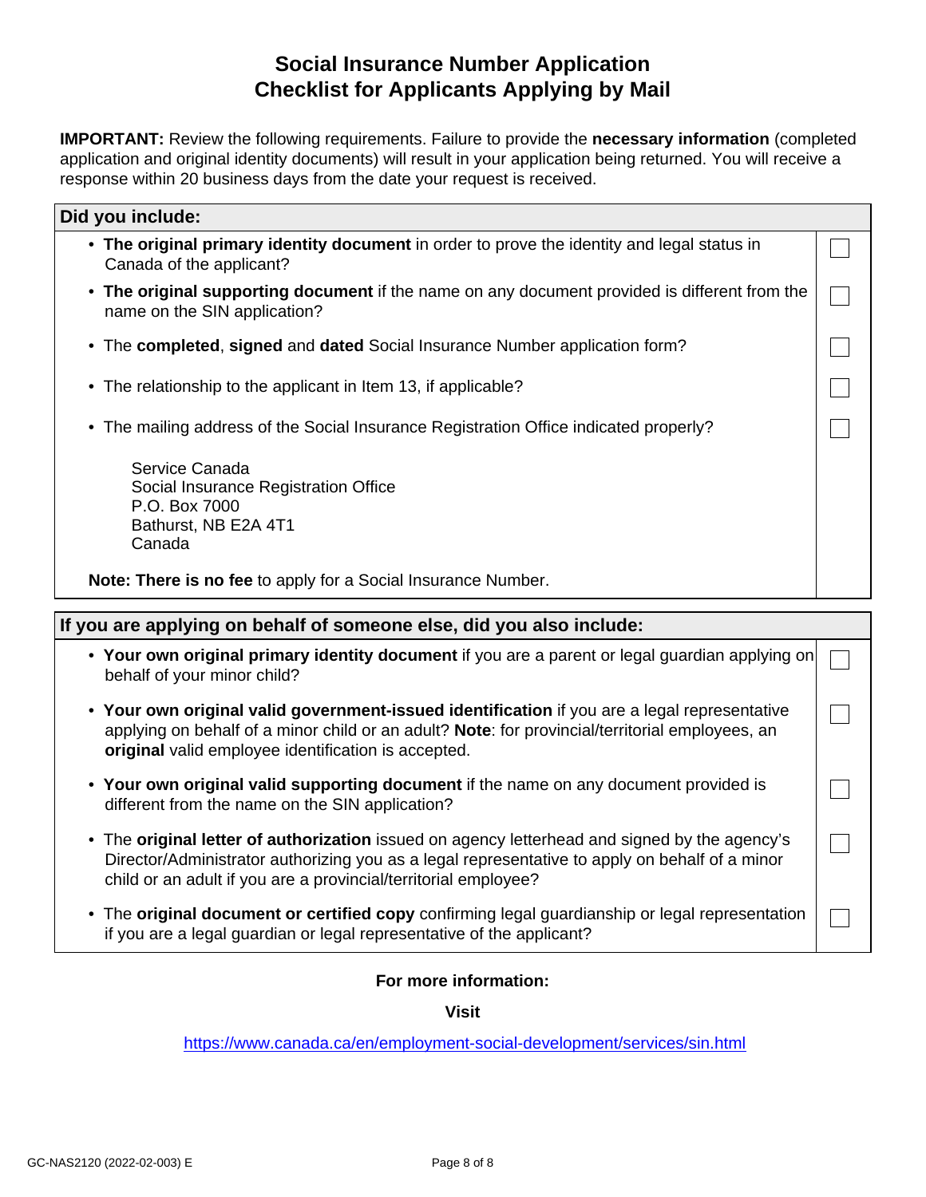# Social Insurance Number Application
# Checklist for Applicants Applying by Mail

**IMPORTANT:** Review the following requirements. Failure to provide the **necessary information** (completed application and original identity documents) will result in your application being returned. You will receive a response within 20 business days from the date your request is received.

| Did you include: | |
|---|---|
| • **The original primary identity document** in order to prove the identity and legal status in Canada of the applicant? | ☐ |
| • **The original supporting document** if the name on any document provided is different from the name on the SIN application? | ☐ |
| • The **completed**, **signed** and **dated** Social Insurance Number application form? | ☐ |
| • The relationship to the applicant in Item 13, if applicable? | ☐ |
| • The mailing address of the Social Insurance Registration Office indicated properly?<br><br>Service Canada<br>Social Insurance Registration Office<br>P.O. Box 7000<br>Bathurst, NB E2A 4T1<br>Canada<br><br>**Note: There is no fee** to apply for a Social Insurance Number. | ☐ |

| If you are applying on behalf of someone else, did you also include: | |
|---|---|
| • **Your own original primary identity document** if you are a parent or legal guardian applying on behalf of your minor child? | ☐ |
| • **Your own original valid government-issued identification** if you are a legal representative applying on behalf of a minor child or an adult? **Note**: for provincial/territorial employees, an **original** valid employee identification is accepted. | ☐ |
| • **Your own original valid supporting document** if the name on any document provided is different from the name on the SIN application? | ☐ |
| • The **original letter of authorization** issued on agency letterhead and signed by the agency's Director/Administrator authorizing you as a legal representative to apply on behalf of a minor child or an adult if you are a provincial/territorial employee? | ☐ |
| • The **original document or certified copy** confirming legal guardianship or legal representation if you are a legal guardian or legal representative of the applicant? | ☐ |

**For more information:**

**Visit**

https://www.canada.ca/en/employment-social-development/services/sin.html

GC-NAS2120 (2022-02-003) E